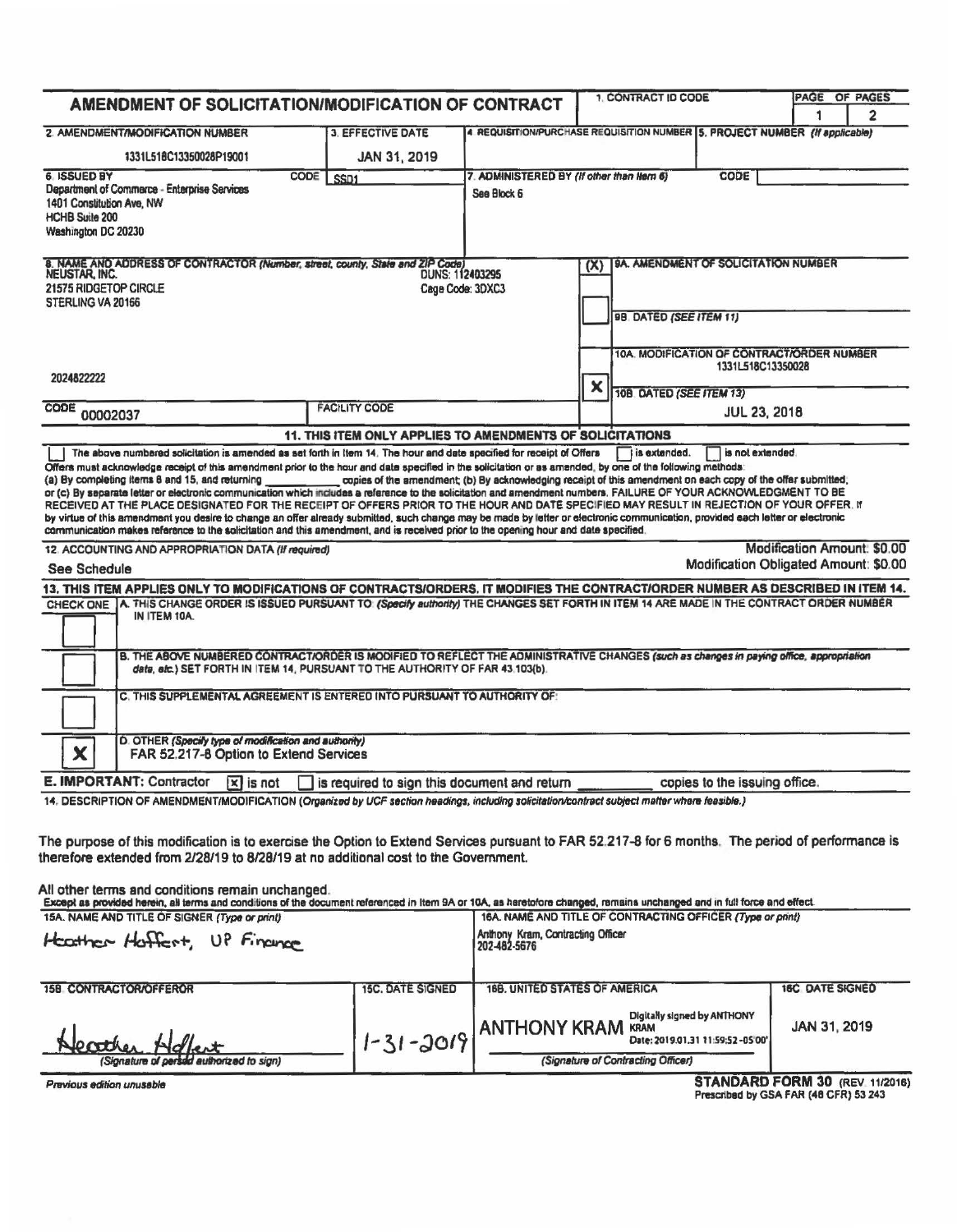# AMENDMENT OF SOLICITATION/MODIFICATION OF CONTRACT

| 1. CONTRACT ID CODE | PAGE | OF PAGES |
|---|---|---|
| | 1 | 2 |

| 2. AMENDMENT/MODIFICATION NUMBER | 3. EFFECTIVE DATE | 4. REQUISITION/PURCHASE REQUISITION NUMBER | 5. PROJECT NUMBER *(If applicable)* |
|---|---|---|---|
| 1331L518C13350028P19001 | JAN 31, 2019 | | |

| 6. ISSUED BY | CODE SSD1 | 7. ADMINISTERED BY *(If other than Item 6)* | CODE |
|---|---|---|---|
| Department of Commerce - Enterprise Services<br>1401 Constitution Ave, NW<br>HCHB Suite 200<br>Washington DC 20230 | | See Block 6 | |

**8. NAME AND ADDRESS OF CONTRACTOR** *(Number, street, county, State and ZIP Code)*

NEUSTAR, INC.
21575 RIDGETOP CIRCLE
STERLING VA 20166

DUNS: 112403295
Cage Code: 3DXC3

2024822222

CODE 00002037 | FACILITY CODE

| (X) | |
|---|---|
| | 9A. AMENDMENT OF SOLICITATION NUMBER |
| | 9B. DATED *(SEE ITEM 11)* |
| | 10A. MODIFICATION OF CONTRACT/ORDER NUMBER<br>1331L518C13350028 |
| X | 10B. DATED *(SEE ITEM 13)*<br>JUL 23, 2018 |

## 11. THIS ITEM ONLY APPLIES TO AMENDMENTS OF SOLICITATIONS

☐ The above numbered solicitation is amended as set forth in Item 14. The hour and date specified for receipt of Offers ☐ is extended. ☐ is not extended.

Offers must acknowledge receipt of this amendment prior to the hour and date specified in the solicitation or as amended, by one of the following methods: (a) By completing Items 8 and 15, and returning ________ copies of the amendment; (b) By acknowledging receipt of this amendment on each copy of the offer submitted; or (c) By separate letter or electronic communication which includes a reference to the solicitation and amendment numbers. FAILURE OF YOUR ACKNOWLEDGMENT TO BE RECEIVED AT THE PLACE DESIGNATED FOR THE RECEIPT OF OFFERS PRIOR TO THE HOUR AND DATE SPECIFIED MAY RESULT IN REJECTION OF YOUR OFFER. If by virtue of this amendment you desire to change an offer already submitted, such change may be made by letter or electronic communication, provided each letter or electronic communication makes reference to the solicitation and this amendment, and is received prior to the opening hour and date specified.

**12. ACCOUNTING AND APPROPRIATION DATA** *(If required)*

See Schedule

Modification Amount: $0.00
Modification Obligated Amount: $0.00

## 13. THIS ITEM APPLIES ONLY TO MODIFICATIONS OF CONTRACTS/ORDERS. IT MODIFIES THE CONTRACT/ORDER NUMBER AS DESCRIBED IN ITEM 14.

| CHECK ONE | |
|---|---|
| | A. THIS CHANGE ORDER IS ISSUED PURSUANT TO: *(Specify authority)* THE CHANGES SET FORTH IN ITEM 14 ARE MADE IN THE CONTRACT ORDER NUMBER IN ITEM 10A. |
| | B. THE ABOVE NUMBERED CONTRACT/ORDER IS MODIFIED TO REFLECT THE ADMINISTRATIVE CHANGES *(such as changes in paying office, appropriation date, etc.)* SET FORTH IN ITEM 14, PURSUANT TO THE AUTHORITY OF FAR 43.103(b). |
| | C. THIS SUPPLEMENTAL AGREEMENT IS ENTERED INTO PURSUANT TO AUTHORITY OF: |
| X | D. OTHER *(Specify type of modification and authority)*<br>FAR 52.217-8 Option to Extend Services |

**E. IMPORTANT:** Contractor [x] is not ☐ is required to sign this document and return ________ copies to the issuing office.

**14. DESCRIPTION OF AMENDMENT/MODIFICATION** *(Organized by UCF section headings, including solicitation/contract subject matter where feasible.)*

The purpose of this modification is to exercise the Option to Extend Services pursuant to FAR 52.217-8 for 6 months. The period of performance is therefore extended from 2/28/19 to 8/28/19 at no additional cost to the Government.

All other terms and conditions remain unchanged.

Except as provided herein, all terms and conditions of the document referenced in Item 9A or 10A, as heretofore changed, remains unchanged and in full force and effect.

| 15A. NAME AND TITLE OF SIGNER *(Type or print)* | | 16A. NAME AND TITLE OF CONTRACTING OFFICER *(Type or print)* | |
|---|---|---|---|
| Heather Haffert, VP Finance | | Anthony Kram, Contracting Officer<br>202-482-5676 | |
| **15B. CONTRACTOR/OFFEROR** | **15C. DATE SIGNED** | **16B. UNITED STATES OF AMERICA** | **16C. DATE SIGNED** |
| Heather Haffert<br>*(Signature of person authorized to sign)* | 1-31-2019 | ANTHONY KRAM Digitally signed by ANTHONY KRAM Date: 2019.01.31 11:59:52 -05'00'<br>*(Signature of Contracting Officer)* | JAN 31, 2019 |

Previous edition unusable

**STANDARD FORM 30** (REV. 11/2016)
Prescribed by GSA FAR (48 CFR) 53.243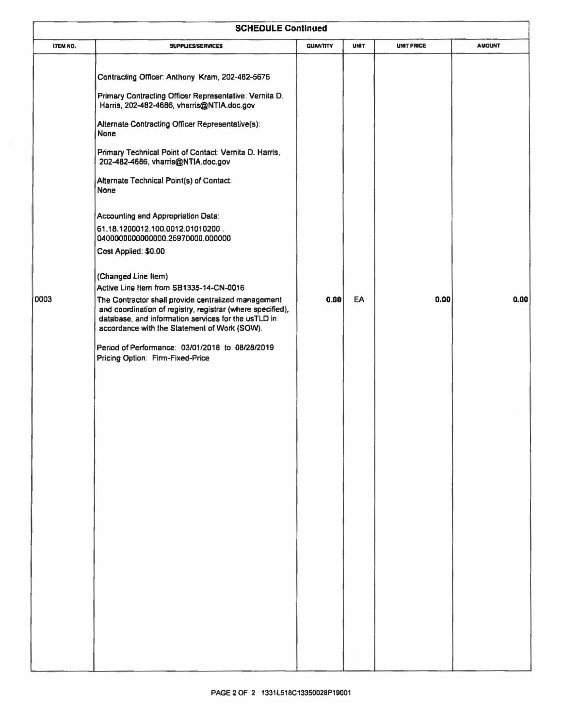## SCHEDULE Continued

| ITEM NO. | SUPPLIES/SERVICES | QUANTITY | UNIT | UNIT PRICE | AMOUNT |
|---|---|---|---|---|---|
| | Contracting Officer: Anthony Kram, 202-482-5676<br><br>Primary Contracting Officer Representative: Vernita D. Harris, 202-482-4686, vharris@NTIA.doc.gov<br><br>Alternate Contracting Officer Representative(s): None<br><br>Primary Technical Point of Contact: Vernita D. Harris, 202-482-4686, vharris@NTIA.doc.gov<br><br>Alternate Technical Point(s) of Contact: None<br><br>Accounting and Appropriation Data:<br>61.18.1200012.100.0012.01010200 . 0400000000000000.25970000.000000<br>Cost Applied: $0.00 | | | | |
| 0003 | (Changed Line Item)<br>Active Line Item from SB1335-14-CN-0016<br>The Contractor shall provide centralized management and coordination of registry, registrar (where specified), database, and information services for the usTLD in accordance with the Statement of Work (SOW).<br><br>Period of Performance: 03/01/2018 to 08/28/2019<br>Pricing Option: Firm-Fixed-Price | 0.00 | EA | 0.00 | 0.00 |

1331L518C13350028P19001